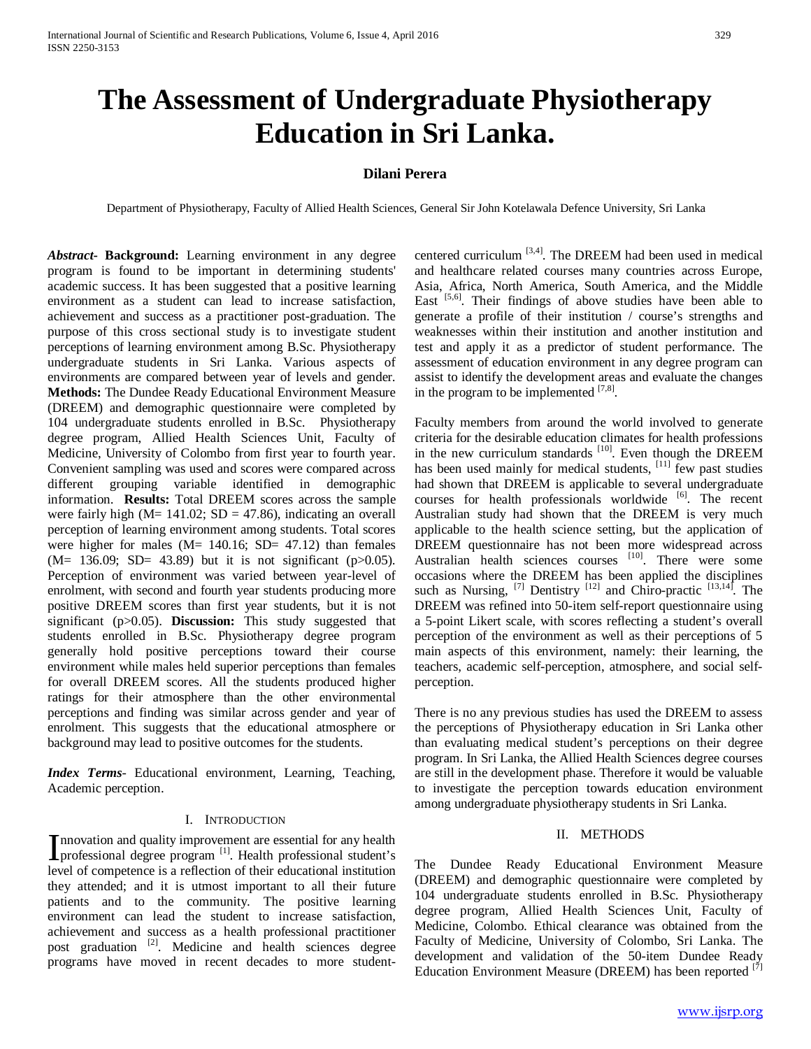# The Assessment of Undergraduate Physiotherapy Education in Sri Lanka.

**Dilani Perera**

Department of Physiotherapy, Faculty of Allied Health Sciences, General Sir John Kotelawala Defence University, Sri Lanka

***Abstract*- Background:** Learning environment in any degree program is found to be important in determining students' academic success. It has been suggested that a positive learning environment as a student can lead to increase satisfaction, achievement and success as a practitioner post-graduation. The purpose of this cross sectional study is to investigate student perceptions of learning environment among B.Sc. Physiotherapy undergraduate students in Sri Lanka. Various aspects of environments are compared between year of levels and gender. **Methods:** The Dundee Ready Educational Environment Measure (DREEM) and demographic questionnaire were completed by 104 undergraduate students enrolled in B.Sc. Physiotherapy degree program, Allied Health Sciences Unit, Faculty of Medicine, University of Colombo from first year to fourth year. Convenient sampling was used and scores were compared across different grouping variable identified in demographic information. **Results:** Total DREEM scores across the sample were fairly high (M= 141.02; SD = 47.86), indicating an overall perception of learning environment among students. Total scores were higher for males (M= 140.16; SD= 47.12) than females (M= 136.09; SD= 43.89) but it is not significant ($p>0.05$). Perception of environment was varied between year-level of enrolment, with second and fourth year students producing more positive DREEM scores than first year students, but it is not significant ($p>0.05$). **Discussion:** This study suggested that students enrolled in B.Sc. Physiotherapy degree program generally hold positive perceptions toward their course environment while males held superior perceptions than females for overall DREEM scores. All the students produced higher ratings for their atmosphere than the other environmental perceptions and finding was similar across gender and year of enrolment. This suggests that the educational atmosphere or background may lead to positive outcomes for the students.

***Index Terms*-** Educational environment, Learning, Teaching, Academic perception.

## I. Introduction

Innovation and quality improvement are essential for any health professional degree program [1]. Health professional student's level of competence is a reflection of their educational institution they attended; and it is utmost important to all their future patients and to the community. The positive learning environment can lead the student to increase satisfaction, achievement and success as a health professional practitioner post graduation [2]. Medicine and health sciences degree programs have moved in recent decades to more student-centered curriculum [3,4]. The DREEM had been used in medical and healthcare related courses many countries across Europe, Asia, Africa, North America, South America, and the Middle East [5,6]. Their findings of above studies have been able to generate a profile of their institution / course's strengths and weaknesses within their institution and another institution and test and apply it as a predictor of student performance. The assessment of education environment in any degree program can assist to identify the development areas and evaluate the changes in the program to be implemented [7,8].

Faculty members from around the world involved to generate criteria for the desirable education climates for health professions in the new curriculum standards [10]. Even though the DREEM has been used mainly for medical students, [11] few past studies had shown that DREEM is applicable to several undergraduate courses for health professionals worldwide [6]. The recent Australian study had shown that the DREEM is very much applicable to the health science setting, but the application of DREEM questionnaire has not been more widespread across Australian health sciences courses [10]. There were some occasions where the DREEM has been applied the disciplines such as Nursing, [7] Dentistry [12] and Chiro-practic [13,14]. The DREEM was refined into 50-item self-report questionnaire using a 5-point Likert scale, with scores reflecting a student's overall perception of the environment as well as their perceptions of 5 main aspects of this environment, namely: their learning, the teachers, academic self-perception, atmosphere, and social self-perception.

There is no any previous studies has used the DREEM to assess the perceptions of Physiotherapy education in Sri Lanka other than evaluating medical student's perceptions on their degree program. In Sri Lanka, the Allied Health Sciences degree courses are still in the development phase. Therefore it would be valuable to investigate the perception towards education environment among undergraduate physiotherapy students in Sri Lanka.

## II. Methods

The Dundee Ready Educational Environment Measure (DREEM) and demographic questionnaire were completed by 104 undergraduate students enrolled in B.Sc. Physiotherapy degree program, Allied Health Sciences Unit, Faculty of Medicine, Colombo. Ethical clearance was obtained from the Faculty of Medicine, University of Colombo, Sri Lanka. The development and validation of the 50-item Dundee Ready Education Environment Measure (DREEM) has been reported [7]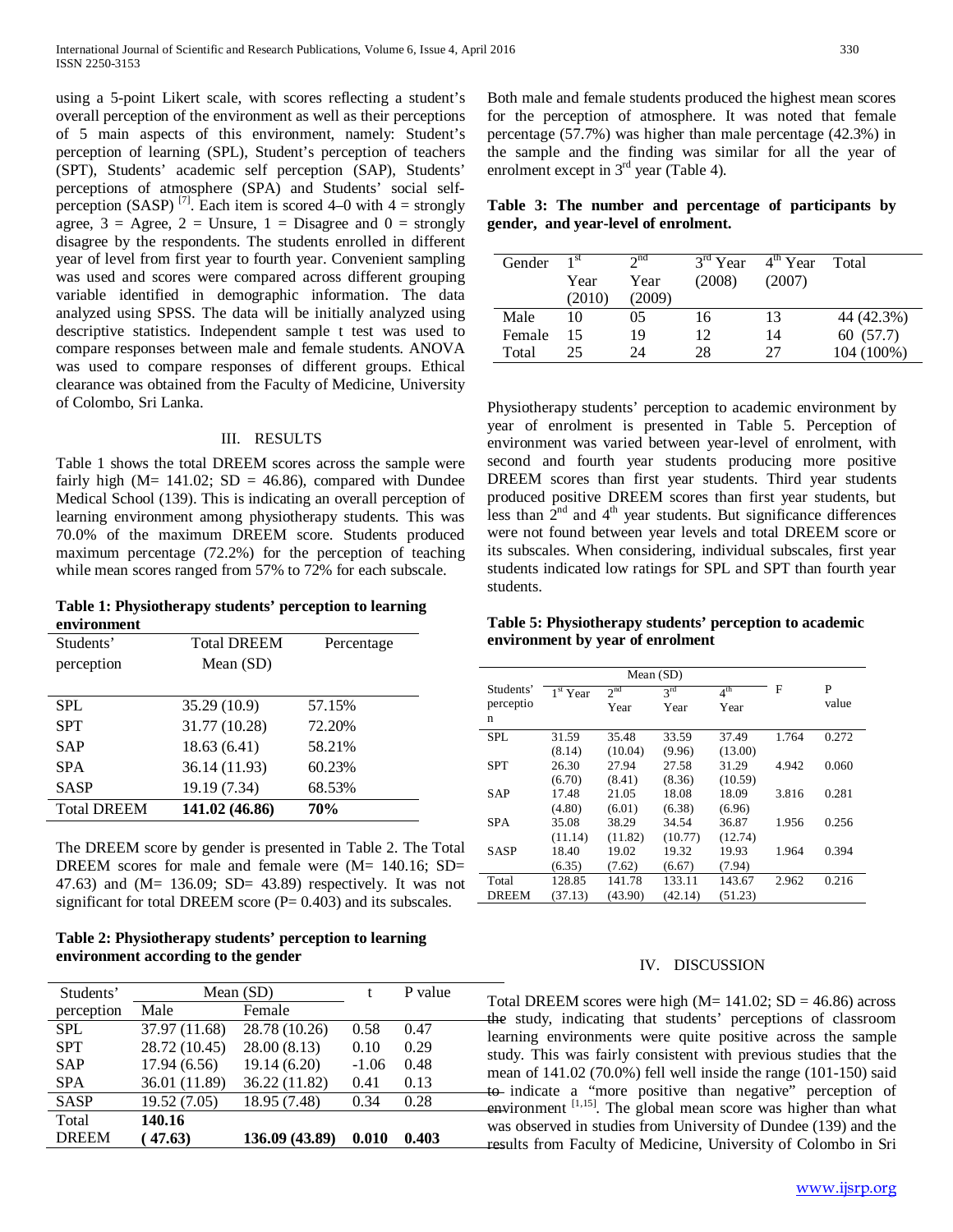using a 5-point Likert scale, with scores reflecting a student's overall perception of the environment as well as their perceptions of 5 main aspects of this environment, namely: Student's perception of learning (SPL), Student's perception of teachers (SPT), Students' academic self perception (SAP), Students' perceptions of atmosphere (SPA) and Students' social self-perception (SASP) [7]. Each item is scored 4–0 with 4 = strongly agree, 3 = Agree, 2 = Unsure, 1 = Disagree and 0 = strongly disagree by the respondents. The students enrolled in different year of level from first year to fourth year. Convenient sampling was used and scores were compared across different grouping variable identified in demographic information. The data analyzed using SPSS. The data will be initially analyzed using descriptive statistics. Independent sample t test was used to compare responses between male and female students. ANOVA was used to compare responses of different groups. Ethical clearance was obtained from the Faculty of Medicine, University of Colombo, Sri Lanka.

## III. RESULTS

Table 1 shows the total DREEM scores across the sample were fairly high (M= 141.02; SD = 46.86), compared with Dundee Medical School (139). This is indicating an overall perception of learning environment among physiotherapy students. This was 70.0% of the maximum DREEM score. Students produced maximum percentage (72.2%) for the perception of teaching while mean scores ranged from 57% to 72% for each subscale.

**Table 1: Physiotherapy students' perception to learning environment**

| Students' perception | Total DREEM Mean (SD) | Percentage |
|---|---|---|
| SPL | 35.29 (10.9) | 57.15% |
| SPT | 31.77 (10.28) | 72.20% |
| SAP | 18.63 (6.41) | 58.21% |
| SPA | 36.14 (11.93) | 60.23% |
| SASP | 19.19 (7.34) | 68.53% |
| **Total DREEM** | **141.02 (46.86)** | **70%** |

The DREEM score by gender is presented in Table 2. The Total DREEM scores for male and female were (M= 140.16; SD= 47.63) and (M= 136.09; SD= 43.89) respectively. It was not significant for total DREEM score (P= 0.403) and its subscales.

**Table 2: Physiotherapy students' perception to learning environment according to the gender**

| Students' perception | Mean (SD) | | t | P value |
|---|---|---|---|---|
| | Male | Female | | |
| SPL | 37.97 (11.68) | 28.78 (10.26) | 0.58 | 0.47 |
| SPT | 28.72 (10.45) | 28.00 (8.13) | 0.10 | 0.29 |
| SAP | 17.94 (6.56) | 19.14 (6.20) | -1.06 | 0.48 |
| SPA | 36.01 (11.89) | 36.22 (11.82) | 0.41 | 0.13 |
| SASP | 19.52 (7.05) | 18.95 (7.48) | 0.34 | 0.28 |
| Total DREEM | **140.16 ( 47.63)** | **136.09 (43.89)** | **0.010** | **0.403** |

Both male and female students produced the highest mean scores for the perception of atmosphere. It was noted that female percentage (57.7%) was higher than male percentage (42.3%) in the sample and the finding was similar for all the year of enrolment except in 3rd year (Table 4).

**Table 3: The number and percentage of participants by gender, and year-level of enrolment.**

| Gender | 1st Year (2010) | 2nd Year (2009) | 3rd Year (2008) | 4th Year (2007) | Total |
|---|---|---|---|---|---|
| Male | 10 | 05 | 16 | 13 | 44 (42.3%) |
| Female | 15 | 19 | 12 | 14 | 60 (57.7) |
| Total | 25 | 24 | 28 | 27 | 104 (100%) |

Physiotherapy students' perception to academic environment by year of enrolment is presented in Table 5. Perception of environment was varied between year-level of enrolment, with second and fourth year students producing more positive DREEM scores than first year students. Third year students produced positive DREEM scores than first year students, but less than 2nd and 4th year students. But significance differences were not found between year levels and total DREEM score or its subscales. When considering, individual subscales, first year students indicated low ratings for SPL and SPT than fourth year students.

**Table 5: Physiotherapy students' perception to academic environment by year of enrolment**

| Students' perception | Mean (SD) | | | | F | P value |
|---|---|---|---|---|---|---|
| | 1st Year | 2nd Year | 3rd Year | 4th Year | | |
| SPL | 31.59 (8.14) | 35.48 (10.04) | 33.59 (9.96) | 37.49 (13.00) | 1.764 | 0.272 |
| SPT | 26.30 (6.70) | 27.94 (8.41) | 27.58 (8.36) | 31.29 (10.59) | 4.942 | 0.060 |
| SAP | 17.48 (4.80) | 21.05 (6.01) | 18.08 (6.38) | 18.09 (6.96) | 3.816 | 0.281 |
| SPA | 35.08 (11.14) | 38.29 (11.82) | 34.54 (10.77) | 36.87 (12.74) | 1.956 | 0.256 |
| SASP | 18.40 (6.35) | 19.02 (7.62) | 19.32 (6.67) | 19.93 (7.94) | 1.964 | 0.394 |
| Total DREEM | 128.85 (37.13) | 141.78 (43.90) | 133.11 (42.14) | 143.67 (51.23) | 2.962 | 0.216 |

## IV. DISCUSSION

Total DREEM scores were high (M= 141.02; SD = 46.86) across the study, indicating that students' perceptions of classroom learning environments were quite positive across the sample study. This was fairly consistent with previous studies that the mean of 141.02 (70.0%) fell well inside the range (101-150) said to indicate a "more positive than negative" perception of environment [1,15]. The global mean score was higher than what was observed in studies from University of Dundee (139) and the results from Faculty of Medicine, University of Colombo in Sri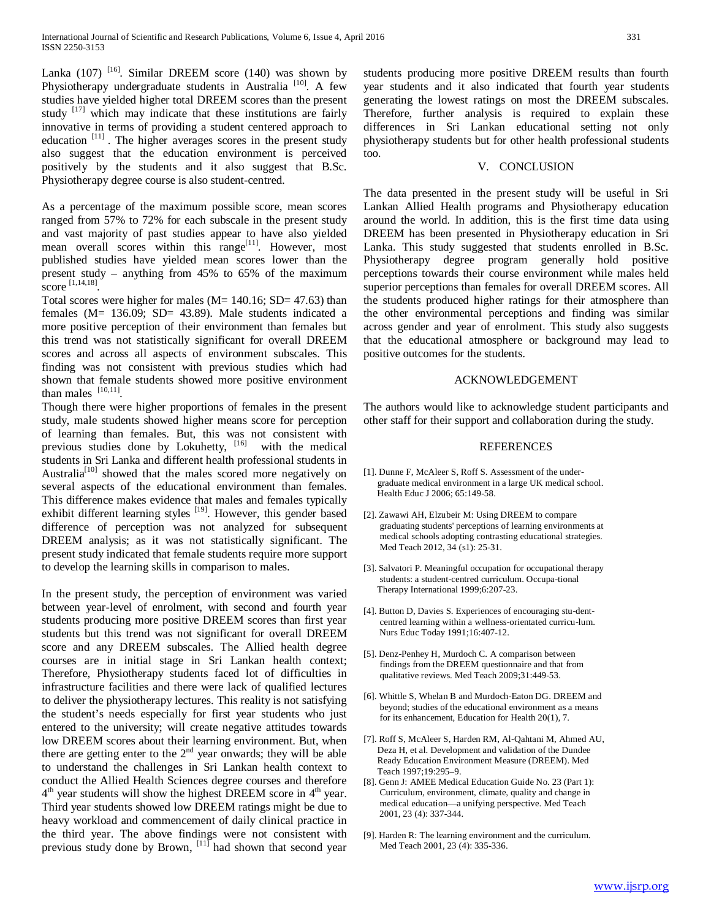Lanka (107) [16]. Similar DREEM score (140) was shown by Physiotherapy undergraduate students in Australia [10]. A few studies have yielded higher total DREEM scores than the present study [17] which may indicate that these institutions are fairly innovative in terms of providing a student centered approach to education [11] . The higher averages scores in the present study also suggest that the education environment is perceived positively by the students and it also suggest that B.Sc. Physiotherapy degree course is also student-centred.

As a percentage of the maximum possible score, mean scores ranged from 57% to 72% for each subscale in the present study and vast majority of past studies appear to have also yielded mean overall scores within this range[11]. However, most published studies have yielded mean scores lower than the present study – anything from 45% to 65% of the maximum score [1,14,18].

Total scores were higher for males (M= 140.16; SD= 47.63) than females (M= 136.09; SD= 43.89). Male students indicated a more positive perception of their environment than females but this trend was not statistically significant for overall DREEM scores and across all aspects of environment subscales. This finding was not consistent with previous studies which had shown that female students showed more positive environment than males [10,11].

Though there were higher proportions of females in the present study, male students showed higher means score for perception of learning than females. But, this was not consistent with previous studies done by Lokuhetty, [16] with the medical students in Sri Lanka and different health professional students in Australia[10] showed that the males scored more negatively on several aspects of the educational environment than females. This difference makes evidence that males and females typically exhibit different learning styles [19]. However, this gender based difference of perception was not analyzed for subsequent DREEM analysis; as it was not statistically significant. The present study indicated that female students require more support to develop the learning skills in comparison to males.

In the present study, the perception of environment was varied between year-level of enrolment, with second and fourth year students producing more positive DREEM scores than first year students but this trend was not significant for overall DREEM score and any DREEM subscales. The Allied health degree courses are in initial stage in Sri Lankan health context; Therefore, Physiotherapy students faced lot of difficulties in infrastructure facilities and there were lack of qualified lectures to deliver the physiotherapy lectures. This reality is not satisfying the student's needs especially for first year students who just entered to the university; will create negative attitudes towards low DREEM scores about their learning environment. But, when there are getting enter to the 2nd year onwards; they will be able to understand the challenges in Sri Lankan health context to conduct the Allied Health Sciences degree courses and therefore 4th year students will show the highest DREEM score in 4th year. Third year students showed low DREEM ratings might be due to heavy workload and commencement of daily clinical practice in the third year. The above findings were not consistent with previous study done by Brown, [11] had shown that second year students producing more positive DREEM results than fourth year students and it also indicated that fourth year students generating the lowest ratings on most the DREEM subscales. Therefore, further analysis is required to explain these differences in Sri Lankan educational setting not only physiotherapy students but for other health professional students too.

## V. CONCLUSION

The data presented in the present study will be useful in Sri Lankan Allied Health programs and Physiotherapy education around the world. In addition, this is the first time data using DREEM has been presented in Physiotherapy education in Sri Lanka. This study suggested that students enrolled in B.Sc. Physiotherapy degree program generally hold positive perceptions towards their course environment while males held superior perceptions than females for overall DREEM scores. All the students produced higher ratings for their atmosphere than the other environmental perceptions and finding was similar across gender and year of enrolment. This study also suggests that the educational atmosphere or background may lead to positive outcomes for the students.

## ACKNOWLEDGEMENT

The authors would like to acknowledge student participants and other staff for their support and collaboration during the study.

## REFERENCES

[1]. Dunne F, McAleer S, Roff S. Assessment of the under-graduate medical environment in a large UK medical school. Health Educ J 2006; 65:149-58.

[2]. Zawawi AH, Elzubeir M: Using DREEM to compare graduating students' perceptions of learning environments at medical schools adopting contrasting educational strategies. Med Teach 2012, 34 (s1): 25-31.

[3]. Salvatori P. Meaningful occupation for occupational therapy students: a student-centred curriculum. Occupa-tional Therapy International 1999;6:207-23.

[4]. Button D, Davies S. Experiences of encouraging stu-dent-centred learning within a wellness-orientated curricu-lum. Nurs Educ Today 1991;16:407-12.

[5]. Denz-Penhey H, Murdoch C. A comparison between findings from the DREEM questionnaire and that from qualitative reviews. Med Teach 2009;31:449-53.

[6]. Whittle S, Whelan B and Murdoch-Eaton DG. DREEM and beyond; studies of the educational environment as a means for its enhancement, Education for Health 20(1), 7.

[7]. Roff S, McAleer S, Harden RM, Al-Qahtani M, Ahmed AU, Deza H, et al. Development and validation of the Dundee Ready Education Environment Measure (DREEM). Med Teach 1997;19:295–9.

[8]. Genn J: AMEE Medical Education Guide No. 23 (Part 1): Curriculum, environment, climate, quality and change in medical education—a unifying perspective. Med Teach 2001, 23 (4): 337-344.

[9]. Harden R: The learning environment and the curriculum. Med Teach 2001, 23 (4): 335-336.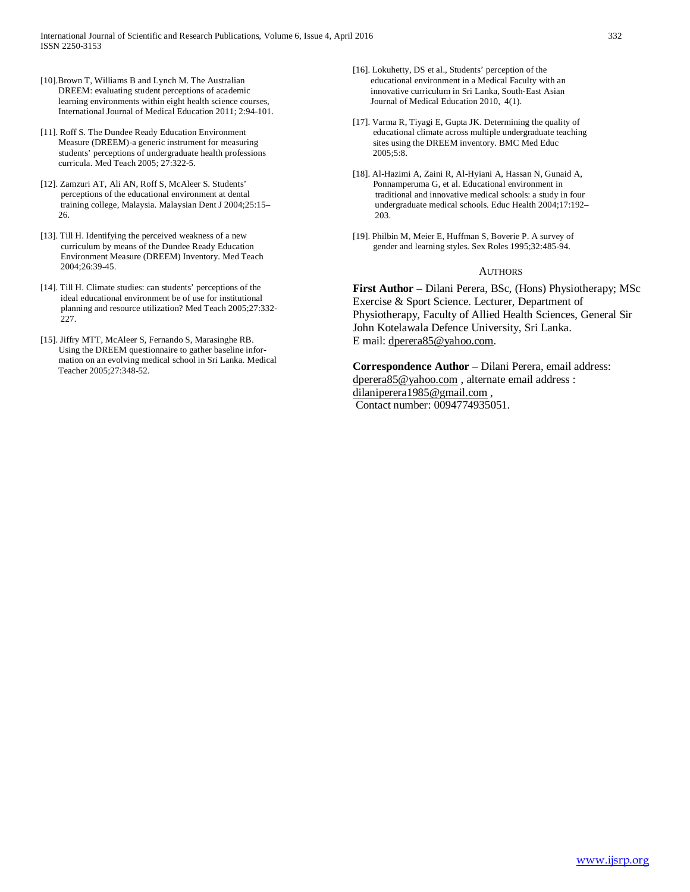[10].Brown T, Williams B and Lynch M. The Australian DREEM: evaluating student perceptions of academic learning environments within eight health science courses, International Journal of Medical Education 2011; 2:94-101.

[11]. Roff S. The Dundee Ready Education Environment Measure (DREEM)-a generic instrument for measuring students' perceptions of undergraduate health professions curricula. Med Teach 2005; 27:322-5.

[12]. Zamzuri AT, Ali AN, Roff S, McAleer S. Students' perceptions of the educational environment at dental training college, Malaysia. Malaysian Dent J 2004;25:15–26.

[13]. Till H. Identifying the perceived weakness of a new curriculum by means of the Dundee Ready Education Environment Measure (DREEM) Inventory. Med Teach 2004;26:39-45.

[14]. Till H. Climate studies: can students' perceptions of the ideal educational environment be of use for institutional planning and resource utilization? Med Teach 2005;27:332-227.

[15]. Jiffry MTT, McAleer S, Fernando S, Marasinghe RB. Using the DREEM questionnaire to gather baseline information on an evolving medical school in Sri Lanka. Medical Teacher 2005;27:348-52.

[16]. Lokuhetty, DS et al., Students' perception of the educational environment in a Medical Faculty with an innovative curriculum in Sri Lanka, South-East Asian Journal of Medical Education 2010, 4(1).

[17]. Varma R, Tiyagi E, Gupta JK. Determining the quality of educational climate across multiple undergraduate teaching sites using the DREEM inventory. BMC Med Educ 2005;5:8.

[18]. Al-Hazimi A, Zaini R, Al-Hyiani A, Hassan N, Gunaid A, Ponnamperuma G, et al. Educational environment in traditional and innovative medical schools: a study in four undergraduate medical schools. Educ Health 2004;17:192–203.

[19]. Philbin M, Meier E, Huffman S, Boverie P. A survey of gender and learning styles. Sex Roles 1995;32:485-94.

## AUTHORS

**First Author** – Dilani Perera, BSc, (Hons) Physiotherapy; MSc Exercise & Sport Science. Lecturer, Department of Physiotherapy, Faculty of Allied Health Sciences, General Sir John Kotelawala Defence University, Sri Lanka.
E mail: dperera85@yahoo.com.

**Correspondence Author** – Dilani Perera, email address: dperera85@yahoo.com , alternate email address : dilaniperera1985@gmail.com ,
Contact number: 0094774935051.